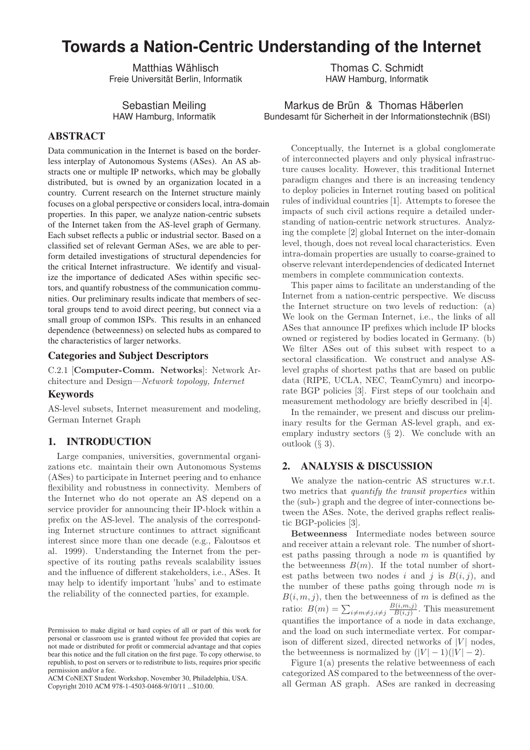# Towards a Nation-Centric Understanding of the Internet

Matthias Wählisch
Freie Universität Berlin, Informatik

Thomas C. Schmidt
HAW Hamburg, Informatik

Sebastian Meiling
HAW Hamburg, Informatik

Markus de Brün & Thomas Häberlen
Bundesamt für Sicherheit in der Informationstechnik (BSI)

## ABSTRACT

Data communication in the Internet is based on the borderless interplay of Autonomous Systems (ASes). An AS abstracts one or multiple IP networks, which may be globally distributed, but is owned by an organization located in a country. Current research on the Internet structure mainly focuses on a global perspective or considers local, intra-domain properties. In this paper, we analyze nation-centric subsets of the Internet taken from the AS-level graph of Germany. Each subset reflects a public or industrial sector. Based on a classified set of relevant German ASes, we are able to perform detailed investigations of structural dependencies for the critical Internet infrastructure. We identify and visualize the importance of dedicated ASes within specific sectors, and quantify robustness of the communication communities. Our preliminary results indicate that members of sectoral groups tend to avoid direct peering, but connect via a small group of common ISPs. This results in an enhanced dependence (betweeness) on selected hubs as compared to the characteristics of larger networks.

### Categories and Subject Descriptors

C.2.1 [**Computer-Comm. Networks**]: Network Architecture and Design—*Network topology, Internet*

### Keywords

AS-level subsets, Internet measurement and modeling, German Internet Graph

## 1. INTRODUCTION

Large companies, universities, governmental organizations etc. maintain their own Autonomous Systems (ASes) to participate in Internet peering and to enhance flexibility and robustness in connectivity. Members of the Internet who do not operate an AS depend on a service provider for announcing their IP-block within a prefix on the AS-level. The analysis of the corresponding Internet structure continues to attract significant interest since more than one decade (e.g., Faloutsos et al. 1999). Understanding the Internet from the perspective of its routing paths reveals scalability issues and the influence of different stakeholders, i.e., ASes. It may help to identify important 'hubs' and to estimate the reliability of the connected parties, for example.

Permission to make digital or hard copies of all or part of this work for personal or classroom use is granted without fee provided that copies are not made or distributed for profit or commercial advantage and that copies bear this notice and the full citation on the first page. To copy otherwise, to republish, to post on servers or to redistribute to lists, requires prior specific permission and/or a fee.
ACM CoNEXT Student Workshop, November 30, Philadelphia, USA.
Copyright 2010 ACM 978-1-4503-0468-9/10/11 ...$10.00.

Conceptually, the Internet is a global conglomerate of interconnected players and only physical infrastructure causes locality. However, this traditional Internet paradigm changes and there is an increasing tendency to deploy policies in Internet routing based on political rules of individual countries [1]. Attempts to foresee the impacts of such civil actions require a detailed understanding of nation-centric network structures. Analyzing the complete [2] global Internet on the inter-domain level, though, does not reveal local characteristics. Even intra-domain properties are usually to coarse-grained to observe relevant interdependencies of dedicated Internet members in complete communication contexts.

This paper aims to facilitate an understanding of the Internet from a nation-centric perspective. We discuss the Internet structure on two levels of reduction: (a) We look on the German Internet, i.e., the links of all ASes that announce IP prefixes which include IP blocks owned or registered by bodies located in Germany. (b) We filter ASes out of this subset with respect to a sectoral classification. We construct and analyse AS-level graphs of shortest paths that are based on public data (RIPE, UCLA, NEC, TeamCymru) and incorporate BGP policies [3]. First steps of our toolchain and measurement methodology are briefly described in [4].

In the remainder, we present and discuss our preliminary results for the German AS-level graph, and exemplary industry sectors (§ 2). We conclude with an outlook (§ 3).

## 2. ANALYSIS & DISCUSSION

We analyze the nation-centric AS structures w.r.t. two metrics that *quantify the transit properties* within the (sub-) graph and the degree of inter-connections between the ASes. Note, the derived graphs reflect realistic BGP-policies [3].

**Betweenness** Intermediate nodes between source and receiver attain a relevant role. The number of shortest paths passing through a node $m$ is quantified by the betweenness $B(m)$. If the total number of shortest paths between two nodes $i$ and $j$ is $B(i, j)$, and the number of these paths going through node $m$ is $B(i, m, j)$, then the betweenness of $m$ is defined as the ratio: $B(m) = \sum_{i \neq m \neq j, i \neq j} \frac{B(i,m,j)}{B(i,j)}$. This measurement quantifies the importance of a node in data exchange, and the load on such intermediate vertex. For comparison of different sized, directed networks of $|V|$ nodes, the betweenness is normalized by $(|V| - 1)(|V| - 2)$.

Figure 1(a) presents the relative betweenness of each categorized AS compared to the betweenness of the overall German AS graph. ASes are ranked in decreasing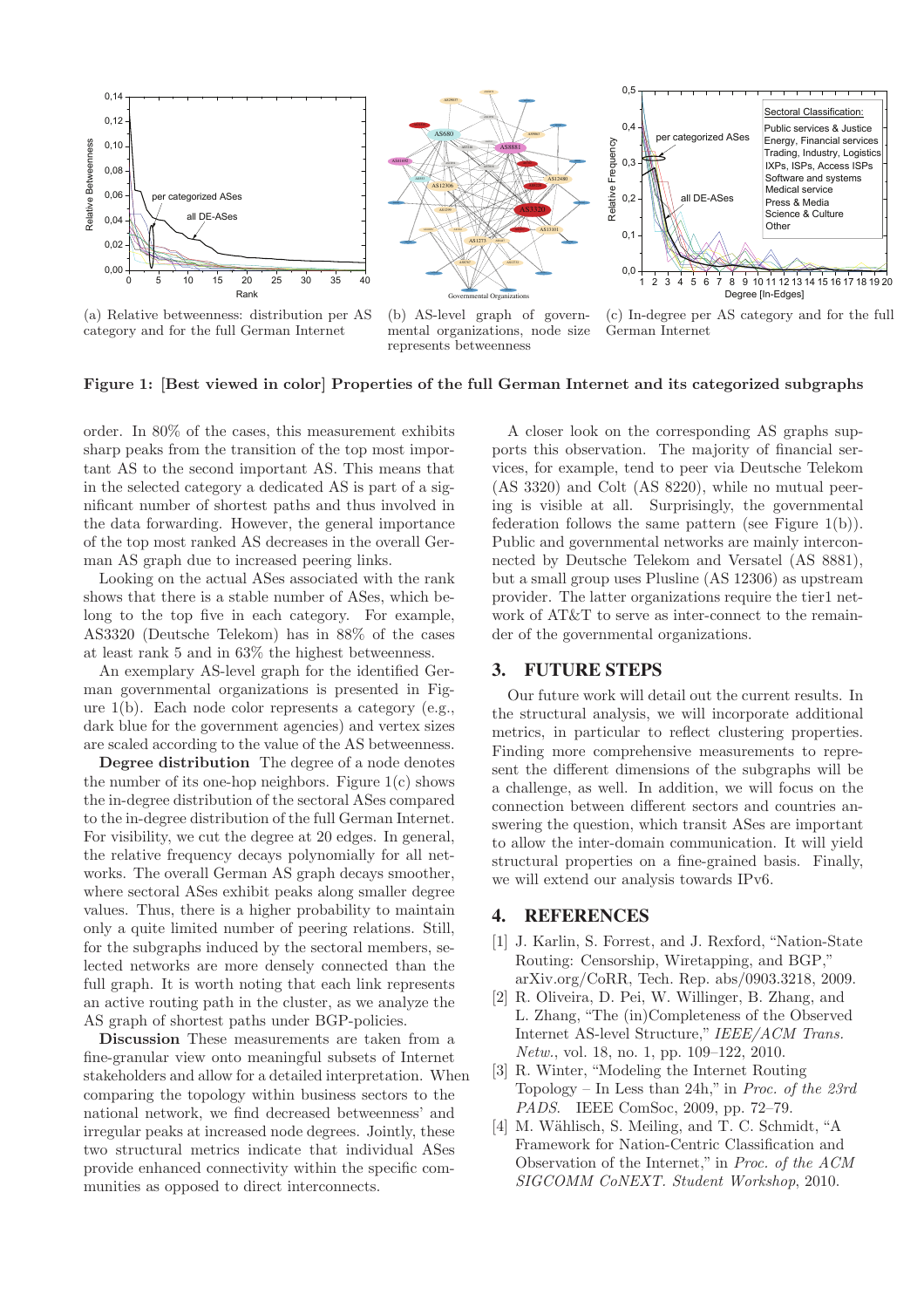0,14
0,12
0,10
0,08
0,06
0,04
0,02
0,00
Relative Betweenness
0 5 10 15 20 25 30 35 40
Rank
per categorized ASes
all DE-ASes

(a) Relative betweenness: distribution per AS category and for the full German Internet

AS680
AS8881
AS12306
AS12480
AS3320
AS13101
AS1273
Governmental Organizations

(b) AS-level graph of governmental organizations, node size represents betweenness

0,5
0,4
0,3
0,2
0,1
0,0
Relative Frequency
1 2 3 4 5 6 7 8 9 10 11 12 13 14 15 16 17 18 19 20
Degree [In-Edges]
per categorized ASes
all DE-ASes
Sectoral Classification:
Public services & Justice
Energy, Financial services
Trading, Industry, Logistics
IXPs, ISPs, Access ISPs
Software and systems
Medical service
Press & Media
Science & Culture
Other

(c) In-degree per AS category and for the full German Internet

**Figure 1: [Best viewed in color] Properties of the full German Internet and its categorized subgraphs**

order. In 80% of the cases, this measurement exhibits sharp peaks from the transition of the top most important AS to the second important AS. This means that in the selected category a dedicated AS is part of a significant number of shortest paths and thus involved in the data forwarding. However, the general importance of the top most ranked AS decreases in the overall German AS graph due to increased peering links.

Looking on the actual ASes associated with the rank shows that there is a stable number of ASes, which belong to the top five in each category. For example, AS3320 (Deutsche Telekom) has in 88% of the cases at least rank 5 and in 63% the highest betweenness.

An exemplary AS-level graph for the identified German governmental organizations is presented in Figure 1(b). Each node color represents a category (e.g., dark blue for the government agencies) and vertex sizes are scaled according to the value of the AS betweenness.

**Degree distribution** The degree of a node denotes the number of its one-hop neighbors. Figure 1(c) shows the in-degree distribution of the sectoral ASes compared to the in-degree distribution of the full German Internet. For visibility, we cut the degree at 20 edges. In general, the relative frequency decays polynomially for all networks. The overall German AS graph decays smoother, where sectoral ASes exhibit peaks along smaller degree values. Thus, there is a higher probability to maintain only a quite limited number of peering relations. Still, for the subgraphs induced by the sectoral members, selected networks are more densely connected than the full graph. It is worth noting that each link represents an active routing path in the cluster, as we analyze the AS graph of shortest paths under BGP-policies.

**Discussion** These measurements are taken from a fine-granular view onto meaningful subsets of Internet stakeholders and allow for a detailed interpretation. When comparing the topology within business sectors to the national network, we find decreased betweenness' and irregular peaks at increased node degrees. Jointly, these two structural metrics indicate that individual ASes provide enhanced connectivity within the specific communities as opposed to direct interconnects.

A closer look on the corresponding AS graphs supports this observation. The majority of financial services, for example, tend to peer via Deutsche Telekom (AS 3320) and Colt (AS 8220), while no mutual peering is visible at all. Surprisingly, the governmental federation follows the same pattern (see Figure 1(b)). Public and governmental networks are mainly interconnected by Deutsche Telekom and Versatel (AS 8881), but a small group uses Plusline (AS 12306) as upstream provider. The latter organizations require the tier1 network of AT&T to serve as inter-connect to the remainder of the governmental organizations.

## 3. FUTURE STEPS

Our future work will detail out the current results. In the structural analysis, we will incorporate additional metrics, in particular to reflect clustering properties. Finding more comprehensive measurements to represent the different dimensions of the subgraphs will be a challenge, as well. In addition, we will focus on the connection between different sectors and countries answering the question, which transit ASes are important to allow the inter-domain communication. It will yield structural properties on a fine-grained basis. Finally, we will extend our analysis towards IPv6.

## 4. REFERENCES

[1] J. Karlin, S. Forrest, and J. Rexford, "Nation-State Routing: Censorship, Wiretapping, and BGP," arXiv.org/CoRR, Tech. Rep. abs/0903.3218, 2009.

[2] R. Oliveira, D. Pei, W. Willinger, B. Zhang, and L. Zhang, "The (in)Completeness of the Observed Internet AS-level Structure," *IEEE/ACM Trans. Netw.*, vol. 18, no. 1, pp. 109–122, 2010.

[3] R. Winter, "Modeling the Internet Routing Topology – In Less than 24h," in *Proc. of the 23rd PADS*. IEEE ComSoc, 2009, pp. 72–79.

[4] M. Wählisch, S. Meiling, and T. C. Schmidt, "A Framework for Nation-Centric Classification and Observation of the Internet," in *Proc. of the ACM SIGCOMM CoNEXT. Student Workshop*, 2010.